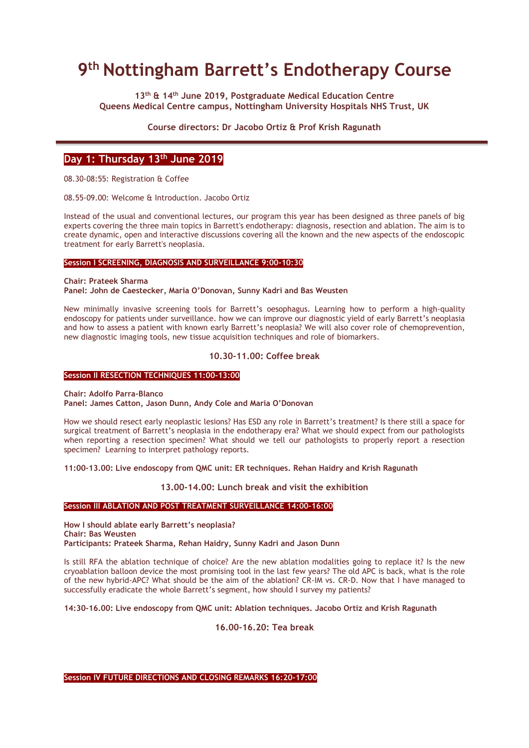# 9th Nottingham Barrett's Endotherapy Course

**13th & 14th June 2019, Postgraduate Medical Education Centre**
**Queens Medical Centre campus, Nottingham University Hospitals NHS Trust, UK**

**Course directors: Dr Jacobo Ortiz & Prof Krish Ragunath**

---

## Day 1: Thursday 13th June 2019

08.30-08:55: Registration & Coffee

08.55-09.00: Welcome & Introduction. Jacobo Ortiz

Instead of the usual and conventional lectures, our program this year has been designed as three panels of big experts covering the three main topics in Barrett's endotherapy: diagnosis, resection and ablation. The aim is to create dynamic, open and interactive discussions covering all the known and the new aspects of the endoscopic treatment for early Barrett's neoplasia.

### Session I SCREENING, DIAGNOSIS AND SURVEILLANCE 9:00-10:30

**Chair: Prateek Sharma**
**Panel: John de Caestecker, Maria O'Donovan, Sunny Kadri and Bas Weusten**

New minimally invasive screening tools for Barrett's oesophagus. Learning how to perform a high-quality endoscopy for patients under surveillance. how we can improve our diagnostic yield of early Barrett's neoplasia and how to assess a patient with known early Barrett's neoplasia? We will also cover role of chemoprevention, new diagnostic imaging tools, new tissue acquisition techniques and role of biomarkers.

**10.30-11.00: Coffee break**

### Session II RESECTION TECHNIQUES 11:00-13:00

**Chair: Adolfo Parra-Blanco**
**Panel: James Catton, Jason Dunn, Andy Cole and Maria O'Donovan**

How we should resect early neoplastic lesions? Has ESD any role in Barrett's treatment? Is there still a space for surgical treatment of Barrett's neoplasia in the endotherapy era? What we should expect from our pathologists when reporting a resection specimen? What should we tell our pathologists to properly report a resection specimen? Learning to interpret pathology reports.

**11:00-13.00: Live endoscopy from QMC unit: ER techniques. Rehan Haidry and Krish Ragunath**

**13.00-14.00: Lunch break and visit the exhibition**

### Session III ABLATION AND POST TREATMENT SURVEILLANCE 14:00-16:00

**How I should ablate early Barrett's neoplasia?**
**Chair: Bas Weusten**
**Participants: Prateek Sharma, Rehan Haidry, Sunny Kadri and Jason Dunn**

Is still RFA the ablation technique of choice? Are the new ablation modalities going to replace it? Is the new cryoablation balloon device the most promising tool in the last few years? The old APC is back, what is the role of the new hybrid-APC? What should be the aim of the ablation? CR-IM vs. CR-D. Now that I have managed to successfully eradicate the whole Barrett's segment, how should I survey my patients?

**14:30-16.00: Live endoscopy from QMC unit: Ablation techniques. Jacobo Ortiz and Krish Ragunath**

**16.00-16.20: Tea break**

### Session IV FUTURE DIRECTIONS AND CLOSING REMARKS 16:20-17:00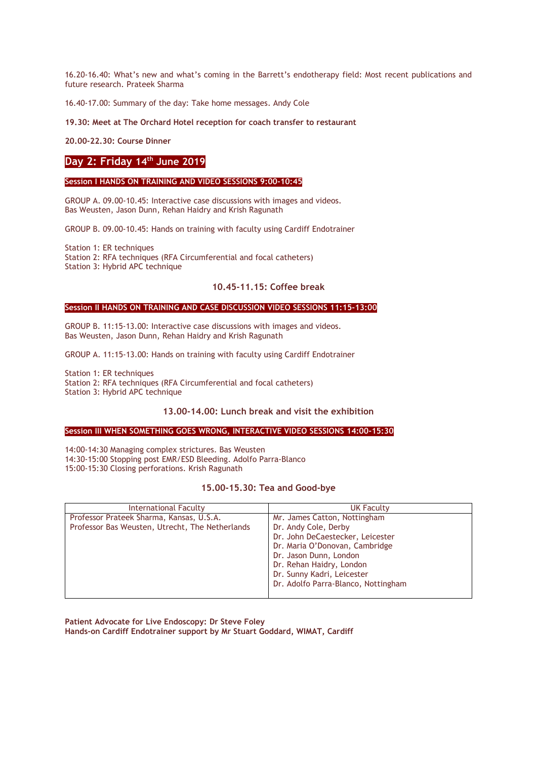16.20-16.40: What's new and what's coming in the Barrett's endotherapy field: Most recent publications and future research. Prateek Sharma

16.40-17.00: Summary of the day: Take home messages. Andy Cole

**19.30: Meet at The Orchard Hotel reception for coach transfer to restaurant**

**20.00-22.30: Course Dinner**

## Day 2: Friday 14th June 2019

### Session I HANDS ON TRAINING AND VIDEO SESSIONS 9:00-10:45

GROUP A. 09.00-10.45: Interactive case discussions with images and videos.
Bas Weusten, Jason Dunn, Rehan Haidry and Krish Ragunath

GROUP B. 09.00-10.45: Hands on training with faculty using Cardiff Endotrainer

Station 1: ER techniques
Station 2: RFA techniques (RFA Circumferential and focal catheters)
Station 3: Hybrid APC technique

**10.45-11.15: Coffee break**

### Session II HANDS ON TRAINING AND CASE DISCUSSION VIDEO SESSIONS 11:15-13:00

GROUP B. 11:15-13.00: Interactive case discussions with images and videos.
Bas Weusten, Jason Dunn, Rehan Haidry and Krish Ragunath

GROUP A. 11:15-13.00: Hands on training with faculty using Cardiff Endotrainer

Station 1: ER techniques
Station 2: RFA techniques (RFA Circumferential and focal catheters)
Station 3: Hybrid APC technique

**13.00-14.00: Lunch break and visit the exhibition**

### Session III WHEN SOMETHING GOES WRONG, INTERACTIVE VIDEO SESSIONS 14:00-15:30

14:00-14:30 Managing complex strictures. Bas Weusten
14:30-15:00 Stopping post EMR/ESD Bleeding. Adolfo Parra-Blanco
15:00-15:30 Closing perforations. Krish Ragunath

**15.00-15.30: Tea and Good-bye**

| International Faculty | UK Faculty |
|---|---|
| Professor Prateek Sharma, Kansas, U.S.A.<br>Professor Bas Weusten, Utrecht, The Netherlands | Mr. James Catton, Nottingham<br>Dr. Andy Cole, Derby<br>Dr. John DeCaestecker, Leicester<br>Dr. Maria O'Donovan, Cambridge<br>Dr. Jason Dunn, London<br>Dr. Rehan Haidry, London<br>Dr. Sunny Kadri, Leicester<br>Dr. Adolfo Parra-Blanco, Nottingham |

**Patient Advocate for Live Endoscopy: Dr Steve Foley**
**Hands-on Cardiff Endotrainer support by Mr Stuart Goddard, WIMAT, Cardiff**